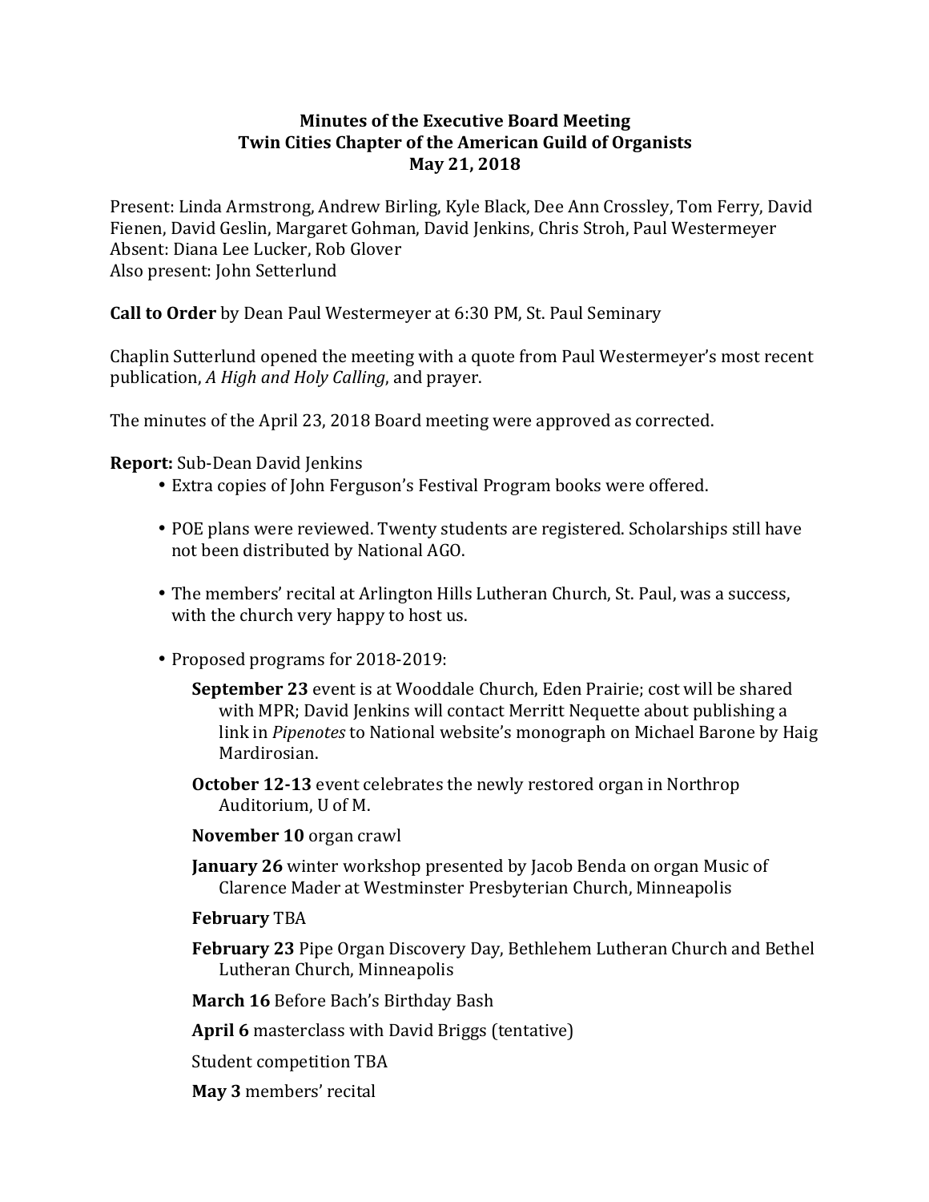**Minutes of the Executive Board Meeting**
**Twin Cities Chapter of the American Guild of Organists**
**May 21, 2018**

Present: Linda Armstrong, Andrew Birling, Kyle Black, Dee Ann Crossley, Tom Ferry, David Fienen, David Geslin, Margaret Gohman, David Jenkins, Chris Stroh, Paul Westermeyer
Absent: Diana Lee Lucker, Rob Glover
Also present: John Setterlund

**Call to Order** by Dean Paul Westermeyer at 6:30 PM, St. Paul Seminary

Chaplin Sutterlund opened the meeting with a quote from Paul Westermeyer's most recent publication, *A High and Holy Calling*, and prayer.

The minutes of the April 23, 2018 Board meeting were approved as corrected.

**Report:** Sub-Dean David Jenkins

- Extra copies of John Ferguson's Festival Program books were offered.
- POE plans were reviewed. Twenty students are registered. Scholarships still have not been distributed by National AGO.
- The members' recital at Arlington Hills Lutheran Church, St. Paul, was a success, with the church very happy to host us.
- Proposed programs for 2018-2019:

  **September 23** event is at Wooddale Church, Eden Prairie; cost will be shared with MPR; David Jenkins will contact Merritt Nequette about publishing a link in *Pipenotes* to National website's monograph on Michael Barone by Haig Mardirosian.

  **October 12-13** event celebrates the newly restored organ in Northrop Auditorium, U of M.

  **November 10** organ crawl

  **January 26** winter workshop presented by Jacob Benda on organ Music of Clarence Mader at Westminster Presbyterian Church, Minneapolis

  **February** TBA

  **February 23** Pipe Organ Discovery Day, Bethlehem Lutheran Church and Bethel Lutheran Church, Minneapolis

  **March 16** Before Bach's Birthday Bash

  **April 6** masterclass with David Briggs (tentative)

  Student competition TBA

  **May 3** members' recital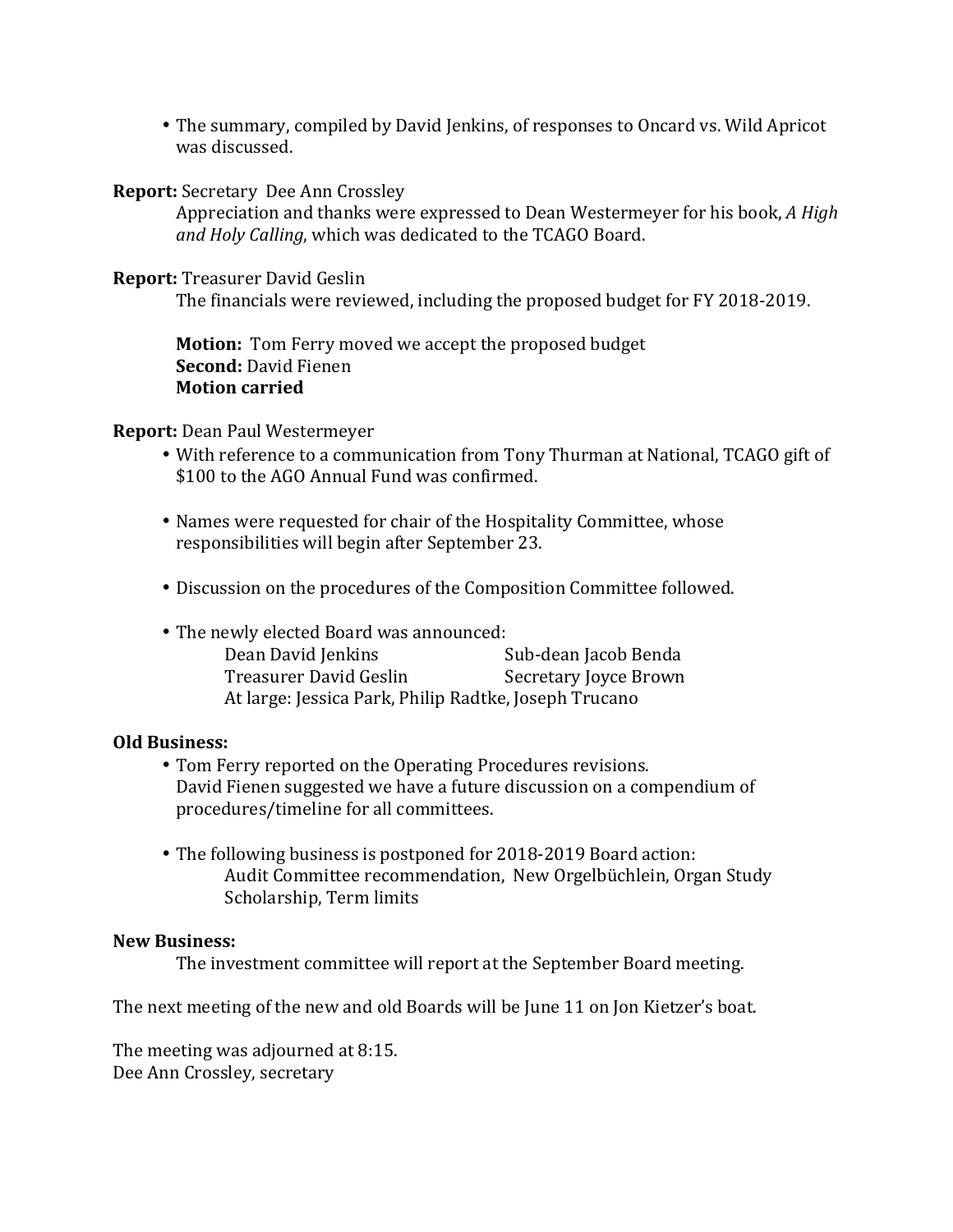- The summary, compiled by David Jenkins, of responses to Oncard vs. Wild Apricot was discussed.

**Report:** Secretary Dee Ann Crossley

Appreciation and thanks were expressed to Dean Westermeyer for his book, *A High and Holy Calling*, which was dedicated to the TCAGO Board.

**Report:** Treasurer David Geslin

The financials were reviewed, including the proposed budget for FY 2018-2019.

**Motion:** Tom Ferry moved we accept the proposed budget
**Second:** David Fienen
**Motion carried**

**Report:** Dean Paul Westermeyer

- With reference to a communication from Tony Thurman at National, TCAGO gift of $100 to the AGO Annual Fund was confirmed.
- Names were requested for chair of the Hospitality Committee, whose responsibilities will begin after September 23.
- Discussion on the procedures of the Composition Committee followed.
- The newly elected Board was announced:

  Dean David Jenkins — Sub-dean Jacob Benda
  Treasurer David Geslin — Secretary Joyce Brown
  At large: Jessica Park, Philip Radtke, Joseph Trucano

**Old Business:**

- Tom Ferry reported on the Operating Procedures revisions.
  David Fienen suggested we have a future discussion on a compendium of procedures/timeline for all committees.
- The following business is postponed for 2018-2019 Board action:
  Audit Committee recommendation, New Orgelbüchlein, Organ Study Scholarship, Term limits

**New Business:**

The investment committee will report at the September Board meeting.

The next meeting of the new and old Boards will be June 11 on Jon Kietzer's boat.

The meeting was adjourned at 8:15.
Dee Ann Crossley, secretary